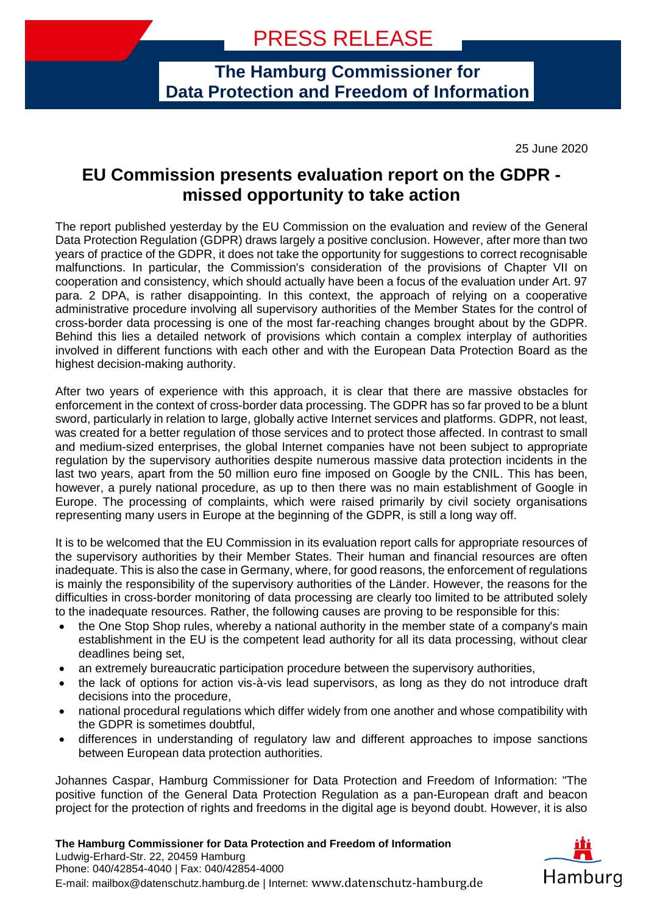# PRESS RELEASE

**The Hamburg Commissioner for Data Protection and Freedom of Information**

25 June 2020

## EU Commission presents evaluation report on the GDPR - missed opportunity to take action

The report published yesterday by the EU Commission on the evaluation and review of the General Data Protection Regulation (GDPR) draws largely a positive conclusion. However, after more than two years of practice of the GDPR, it does not take the opportunity for suggestions to correct recognisable malfunctions. In particular, the Commission's consideration of the provisions of Chapter VII on cooperation and consistency, which should actually have been a focus of the evaluation under Art. 97 para. 2 DPA, is rather disappointing. In this context, the approach of relying on a cooperative administrative procedure involving all supervisory authorities of the Member States for the control of cross-border data processing is one of the most far-reaching changes brought about by the GDPR. Behind this lies a detailed network of provisions which contain a complex interplay of authorities involved in different functions with each other and with the European Data Protection Board as the highest decision-making authority.

After two years of experience with this approach, it is clear that there are massive obstacles for enforcement in the context of cross-border data processing. The GDPR has so far proved to be a blunt sword, particularly in relation to large, globally active Internet services and platforms. GDPR, not least, was created for a better regulation of those services and to protect those affected. In contrast to small and medium-sized enterprises, the global Internet companies have not been subject to appropriate regulation by the supervisory authorities despite numerous massive data protection incidents in the last two years, apart from the 50 million euro fine imposed on Google by the CNIL. This has been, however, a purely national procedure, as up to then there was no main establishment of Google in Europe. The processing of complaints, which were raised primarily by civil society organisations representing many users in Europe at the beginning of the GDPR, is still a long way off.

It is to be welcomed that the EU Commission in its evaluation report calls for appropriate resources of the supervisory authorities by their Member States. Their human and financial resources are often inadequate. This is also the case in Germany, where, for good reasons, the enforcement of regulations is mainly the responsibility of the supervisory authorities of the Länder. However, the reasons for the difficulties in cross-border monitoring of data processing are clearly too limited to be attributed solely to the inadequate resources. Rather, the following causes are proving to be responsible for this:

- the One Stop Shop rules, whereby a national authority in the member state of a company's main establishment in the EU is the competent lead authority for all its data processing, without clear deadlines being set,
- an extremely bureaucratic participation procedure between the supervisory authorities,
- the lack of options for action vis-à-vis lead supervisors, as long as they do not introduce draft decisions into the procedure,
- national procedural regulations which differ widely from one another and whose compatibility with the GDPR is sometimes doubtful,
- differences in understanding of regulatory law and different approaches to impose sanctions between European data protection authorities.

Johannes Caspar, Hamburg Commissioner for Data Protection and Freedom of Information: "The positive function of the General Data Protection Regulation as a pan-European draft and beacon project for the protection of rights and freedoms in the digital age is beyond doubt. However, it is also

**The Hamburg Commissioner for Data Protection and Freedom of Information**
Ludwig-Erhard-Str. 22, 20459 Hamburg
Phone: 040/42854-4040 | Fax: 040/42854-4000
E-mail: mailbox@datenschutz.hamburg.de | Internet: www.datenschutz-hamburg.de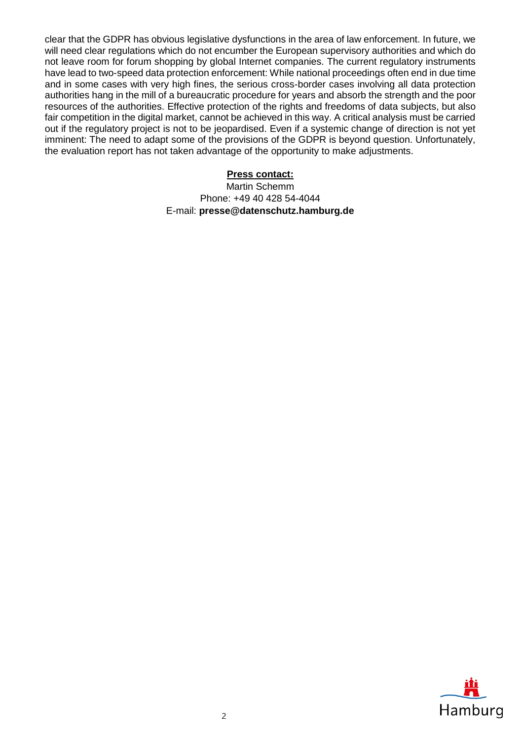clear that the GDPR has obvious legislative dysfunctions in the area of law enforcement. In future, we will need clear regulations which do not encumber the European supervisory authorities and which do not leave room for forum shopping by global Internet companies. The current regulatory instruments have lead to two-speed data protection enforcement: While national proceedings often end in due time and in some cases with very high fines, the serious cross-border cases involving all data protection authorities hang in the mill of a bureaucratic procedure for years and absorb the strength and the poor resources of the authorities. Effective protection of the rights and freedoms of data subjects, but also fair competition in the digital market, cannot be achieved in this way. A critical analysis must be carried out if the regulatory project is not to be jeopardised. Even if a systemic change of direction is not yet imminent: The need to adapt some of the provisions of the GDPR is beyond question. Unfortunately, the evaluation report has not taken advantage of the opportunity to make adjustments.

**Press contact:**

Martin Schemm
Phone: +49 40 428 54-4044
E-mail: **presse@datenschutz.hamburg.de**